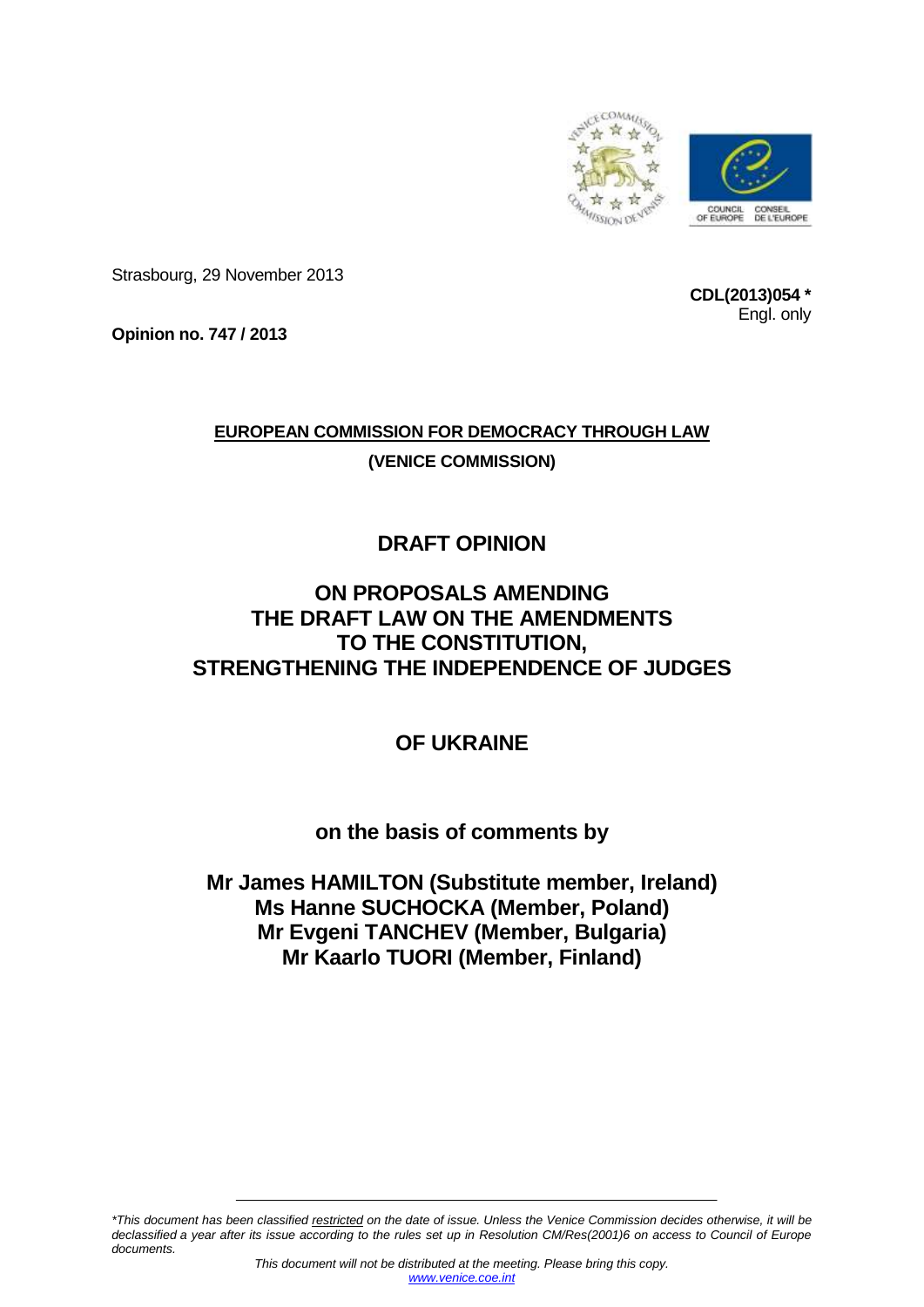Strasbourg, 29 November 2013

**CDL(2013)054 ***
Engl. only

**Opinion no. 747 / 2013**

**EUROPEAN COMMISSION FOR DEMOCRACY THROUGH LAW**

**(VENICE COMMISSION)**

# DRAFT OPINION

# ON PROPOSALS AMENDING THE DRAFT LAW ON THE AMENDMENTS TO THE CONSTITUTION, STRENGTHENING THE INDEPENDENCE OF JUDGES

# OF UKRAINE

**on the basis of comments by**

**Mr James HAMILTON (Substitute member, Ireland)**
**Ms Hanne SUCHOCKA (Member, Poland)**
**Mr Evgeni TANCHEV (Member, Bulgaria)**
**Mr Kaarlo TUORI (Member, Finland)**

*\*This document has been classified restricted on the date of issue. Unless the Venice Commission decides otherwise, it will be declassified a year after its issue according to the rules set up in Resolution CM/Res(2001)6 on access to Council of Europe documents.*

*This document will not be distributed at the meeting. Please bring this copy.*
*www.venice.coe.int*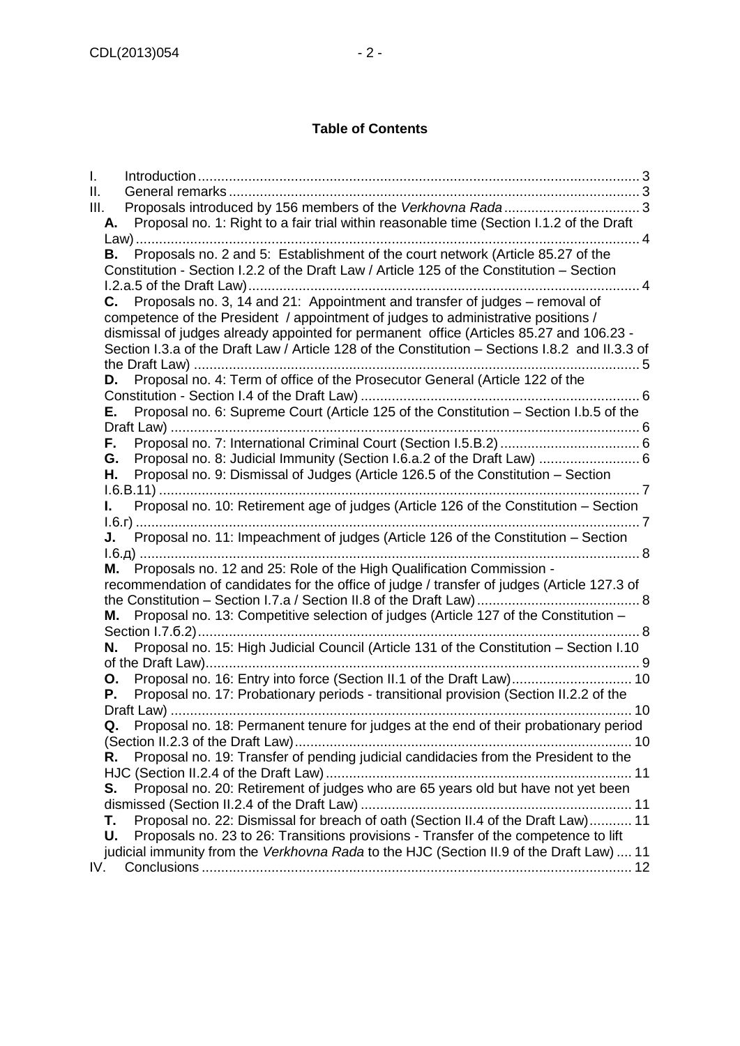**Table of Contents**

I. Introduction .................................................................................................................. 3
II. General remarks .......................................................................................................... 3
III. Proposals introduced by 156 members of the *Verkhovna Rada* ................................... 3
  **A.** Proposal no. 1: Right to a fair trial within reasonable time (Section I.1.2 of the Draft Law) .................................................................................................................. 4
  **B.** Proposals no. 2 and 5: Establishment of the court network (Article 85.27 of the Constitution - Section I.2.2 of the Draft Law / Article 125 of the Constitution – Section I.2.a.5 of the Draft Law) ..................................................................................................... 4
  **C.** Proposals no. 3, 14 and 21: Appointment and transfer of judges – removal of competence of the President / appointment of judges to administrative positions / dismissal of judges already appointed for permanent office (Articles 85.27 and 106.23 - Section I.3.a of the Draft Law / Article 128 of the Constitution – Sections I.8.2 and II.3.3 of the Draft Law) ................................................................................................................... 5
  **D.** Proposal no. 4: Term of office of the Prosecutor General (Article 122 of the Constitution - Section I.4 of the Draft Law) ........................................................................ 6
  **E.** Proposal no. 6: Supreme Court (Article 125 of the Constitution – Section I.b.5 of the Draft Law) ......................................................................................................................... 6
  **F.** Proposal no. 7: International Criminal Court (Section I.5.B.2) .................................... 6
  **G.** Proposal no. 8: Judicial Immunity (Section I.6.a.2 of the Draft Law) .......................... 6
  **H.** Proposal no. 9: Dismissal of Judges (Article 126.5 of the Constitution – Section I.6.B.11) ............................................................................................................................ 7
  **I.** Proposal no. 10: Retirement age of judges (Article 126 of the Constitution – Section I.6.г) .................................................................................................................................. 7
  **J.** Proposal no. 11: Impeachment of judges (Article 126 of the Constitution – Section I.6.д) ................................................................................................................................. 8
  **M.** Proposals no. 12 and 25: Role of the High Qualification Commission - recommendation of candidates for the office of judge / transfer of judges (Article 127.3 of the Constitution – Section I.7.a / Section II.8 of the Draft Law) .......................................... 8
  **M.** Proposal no. 13: Competitive selection of judges (Article 127 of the Constitution – Section I.7.б.2) .................................................................................................................. 8
  **N.** Proposal no. 15: High Judicial Council (Article 131 of the Constitution – Section I.10 of the Draft Law) ................................................................................................................ 9
  **O.** Proposal no. 16: Entry into force (Section II.1 of the Draft Law) ............................... 10
  **P.** Proposal no. 17: Probationary periods - transitional provision (Section II.2.2 of the Draft Law) ....................................................................................................................... 10
  **Q.** Proposal no. 18: Permanent tenure for judges at the end of their probationary period (Section II.2.3 of the Draft Law) ....................................................................................... 10
  **R.** Proposal no. 19: Transfer of pending judicial candidacies from the President to the HJC (Section II.2.4 of the Draft Law) ............................................................................... 11
  **S.** Proposal no. 20: Retirement of judges who are 65 years old but have not yet been dismissed (Section II.2.4 of the Draft Law) ...................................................................... 11
  **T.** Proposal no. 22: Dismissal for breach of oath (Section II.4 of the Draft Law) ........... 11
  **U.** Proposals no. 23 to 26: Transitions provisions - Transfer of the competence to lift judicial immunity from the *Verkhovna Rada* to the HJC (Section II.9 of the Draft Law) .... 11
IV. Conclusions ............................................................................................................... 12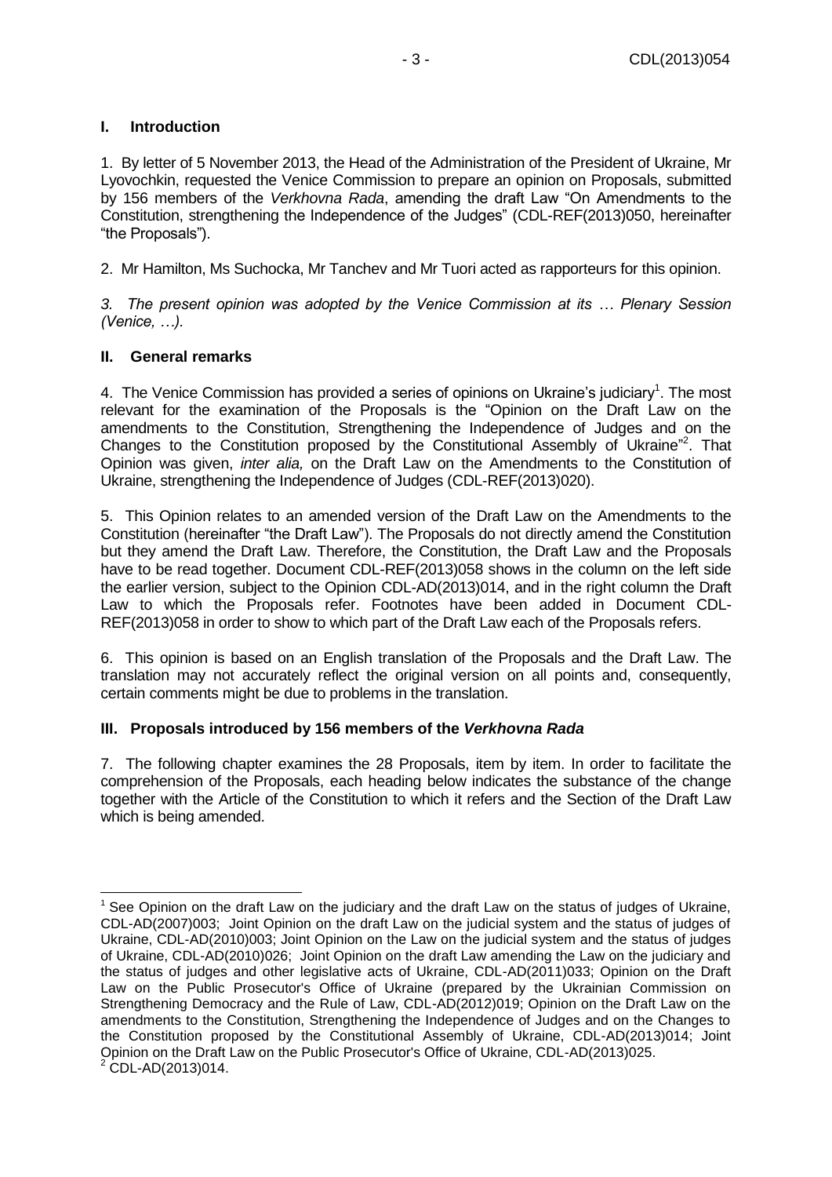## I. Introduction

1. By letter of 5 November 2013, the Head of the Administration of the President of Ukraine, Mr Lyovochkin, requested the Venice Commission to prepare an opinion on Proposals, submitted by 156 members of the *Verkhovna Rada*, amending the draft Law "On Amendments to the Constitution, strengthening the Independence of the Judges" (CDL-REF(2013)050, hereinafter "the Proposals").

2. Mr Hamilton, Ms Suchocka, Mr Tanchev and Mr Tuori acted as rapporteurs for this opinion.

*3. The present opinion was adopted by the Venice Commission at its … Plenary Session (Venice, …).*

## II. General remarks

4. The Venice Commission has provided a series of opinions on Ukraine's judiciary[1]. The most relevant for the examination of the Proposals is the "Opinion on the Draft Law on the amendments to the Constitution, Strengthening the Independence of Judges and on the Changes to the Constitution proposed by the Constitutional Assembly of Ukraine"[2]. That Opinion was given, *inter alia,* on the Draft Law on the Amendments to the Constitution of Ukraine, strengthening the Independence of Judges (CDL-REF(2013)020).

5. This Opinion relates to an amended version of the Draft Law on the Amendments to the Constitution (hereinafter "the Draft Law"). The Proposals do not directly amend the Constitution but they amend the Draft Law. Therefore, the Constitution, the Draft Law and the Proposals have to be read together. Document CDL-REF(2013)058 shows in the column on the left side the earlier version, subject to the Opinion CDL-AD(2013)014, and in the right column the Draft Law to which the Proposals refer. Footnotes have been added in Document CDL-REF(2013)058 in order to show to which part of the Draft Law each of the Proposals refers.

6. This opinion is based on an English translation of the Proposals and the Draft Law. The translation may not accurately reflect the original version on all points and, consequently, certain comments might be due to problems in the translation.

## III. Proposals introduced by 156 members of the *Verkhovna Rada*

7. The following chapter examines the 28 Proposals, item by item. In order to facilitate the comprehension of the Proposals, each heading below indicates the substance of the change together with the Article of the Constitution to which it refers and the Section of the Draft Law which is being amended.

---

[1] See Opinion on the draft Law on the judiciary and the draft Law on the status of judges of Ukraine, CDL-AD(2007)003; Joint Opinion on the draft Law on the judicial system and the status of judges of Ukraine, CDL-AD(2010)003; Joint Opinion on the Law on the judicial system and the status of judges of Ukraine, CDL-AD(2010)026; Joint Opinion on the draft Law amending the Law on the judiciary and the status of judges and other legislative acts of Ukraine, CDL-AD(2011)033; Opinion on the Draft Law on the Public Prosecutor's Office of Ukraine (prepared by the Ukrainian Commission on Strengthening Democracy and the Rule of Law, CDL-AD(2012)019; Opinion on the Draft Law on the amendments to the Constitution, Strengthening the Independence of Judges and on the Changes to the Constitution proposed by the Constitutional Assembly of Ukraine, CDL-AD(2013)014; Joint Opinion on the Draft Law on the Public Prosecutor's Office of Ukraine, CDL-AD(2013)025.

[2] CDL-AD(2013)014.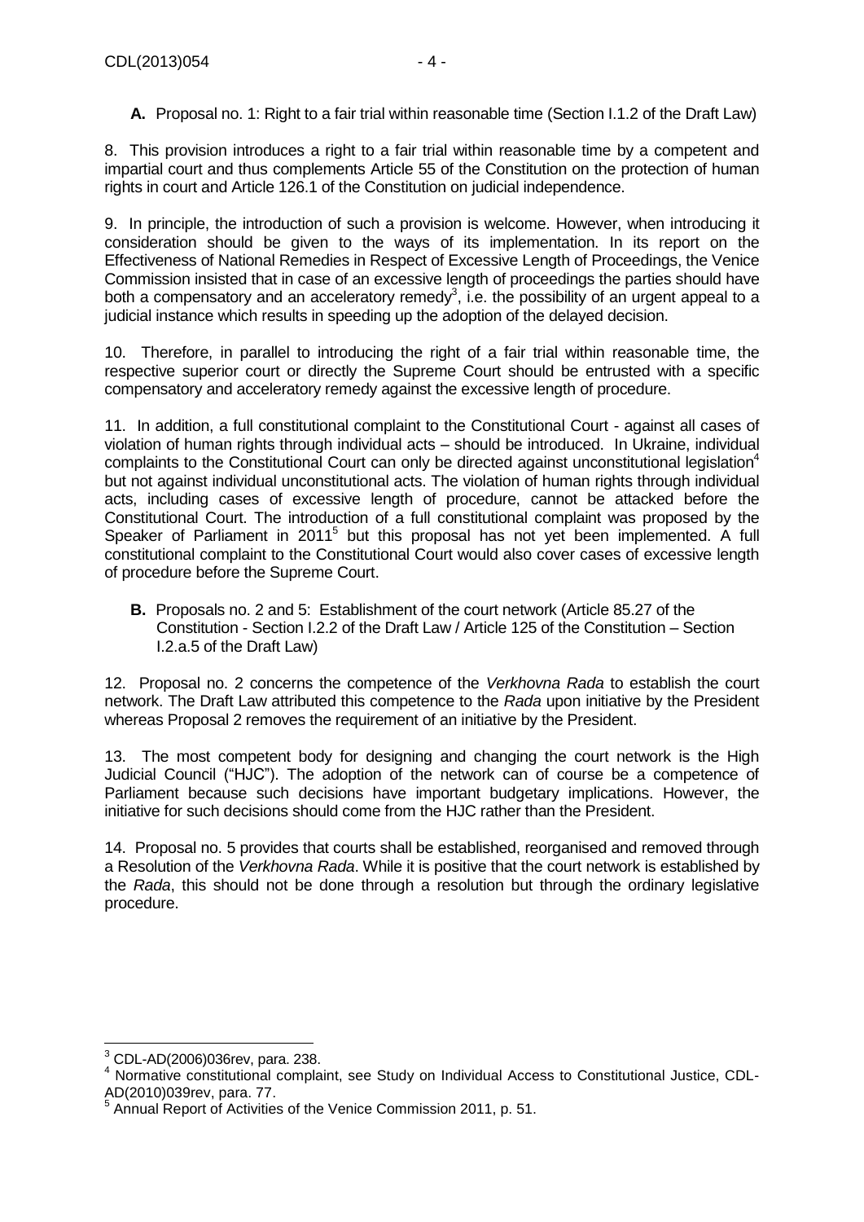**A.** Proposal no. 1: Right to a fair trial within reasonable time (Section I.1.2 of the Draft Law)

8. This provision introduces a right to a fair trial within reasonable time by a competent and impartial court and thus complements Article 55 of the Constitution on the protection of human rights in court and Article 126.1 of the Constitution on judicial independence.

9. In principle, the introduction of such a provision is welcome. However, when introducing it consideration should be given to the ways of its implementation. In its report on the Effectiveness of National Remedies in Respect of Excessive Length of Proceedings, the Venice Commission insisted that in case of an excessive length of proceedings the parties should have both a compensatory and an acceleratory remedy[3], i.e. the possibility of an urgent appeal to a judicial instance which results in speeding up the adoption of the delayed decision.

10. Therefore, in parallel to introducing the right of a fair trial within reasonable time, the respective superior court or directly the Supreme Court should be entrusted with a specific compensatory and acceleratory remedy against the excessive length of procedure.

11. In addition, a full constitutional complaint to the Constitutional Court - against all cases of violation of human rights through individual acts – should be introduced. In Ukraine, individual complaints to the Constitutional Court can only be directed against unconstitutional legislation[4] but not against individual unconstitutional acts. The violation of human rights through individual acts, including cases of excessive length of procedure, cannot be attacked before the Constitutional Court. The introduction of a full constitutional complaint was proposed by the Speaker of Parliament in 2011[5] but this proposal has not yet been implemented. A full constitutional complaint to the Constitutional Court would also cover cases of excessive length of procedure before the Supreme Court.

**B.** Proposals no. 2 and 5: Establishment of the court network (Article 85.27 of the Constitution - Section I.2.2 of the Draft Law / Article 125 of the Constitution – Section I.2.a.5 of the Draft Law)

12. Proposal no. 2 concerns the competence of the *Verkhovna Rada* to establish the court network. The Draft Law attributed this competence to the *Rada* upon initiative by the President whereas Proposal 2 removes the requirement of an initiative by the President.

13. The most competent body for designing and changing the court network is the High Judicial Council ("HJC"). The adoption of the network can of course be a competence of Parliament because such decisions have important budgetary implications. However, the initiative for such decisions should come from the HJC rather than the President.

14. Proposal no. 5 provides that courts shall be established, reorganised and removed through a Resolution of the *Verkhovna Rada*. While it is positive that the court network is established by the *Rada*, this should not be done through a resolution but through the ordinary legislative procedure.

---

[3] CDL-AD(2006)036rev, para. 238.

[4] Normative constitutional complaint, see Study on Individual Access to Constitutional Justice, CDL-AD(2010)039rev, para. 77.

[5] Annual Report of Activities of the Venice Commission 2011, p. 51.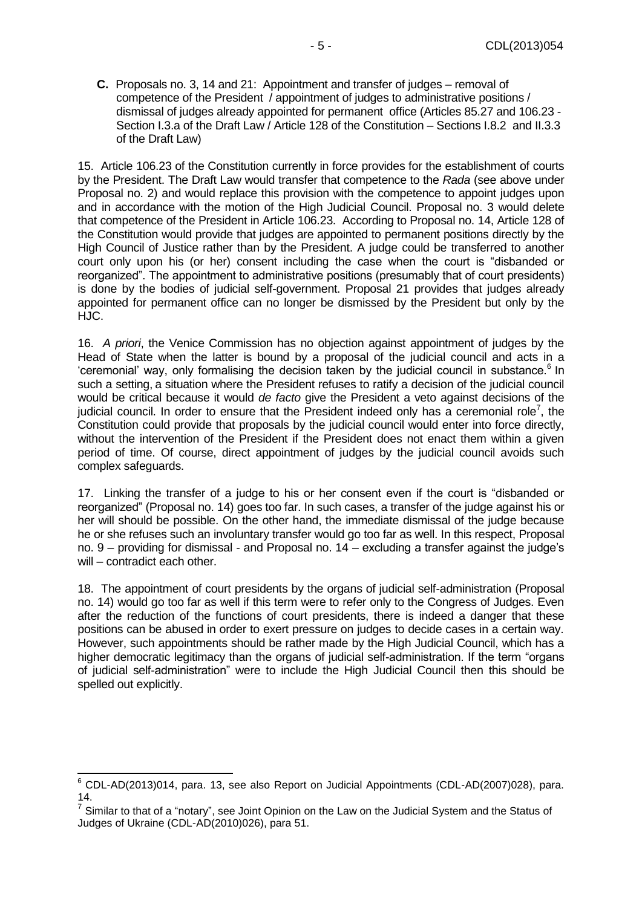**C.** Proposals no. 3, 14 and 21: Appointment and transfer of judges – removal of competence of the President / appointment of judges to administrative positions / dismissal of judges already appointed for permanent office (Articles 85.27 and 106.23 - Section I.3.a of the Draft Law / Article 128 of the Constitution – Sections I.8.2 and II.3.3 of the Draft Law)

15. Article 106.23 of the Constitution currently in force provides for the establishment of courts by the President. The Draft Law would transfer that competence to the *Rada* (see above under Proposal no. 2) and would replace this provision with the competence to appoint judges upon and in accordance with the motion of the High Judicial Council. Proposal no. 3 would delete that competence of the President in Article 106.23. According to Proposal no. 14, Article 128 of the Constitution would provide that judges are appointed to permanent positions directly by the High Council of Justice rather than by the President. A judge could be transferred to another court only upon his (or her) consent including the case when the court is "disbanded or reorganized". The appointment to administrative positions (presumably that of court presidents) is done by the bodies of judicial self-government. Proposal 21 provides that judges already appointed for permanent office can no longer be dismissed by the President but only by the HJC.

16. *A priori*, the Venice Commission has no objection against appointment of judges by the Head of State when the latter is bound by a proposal of the judicial council and acts in a 'ceremonial' way, only formalising the decision taken by the judicial council in substance.[6] In such a setting, a situation where the President refuses to ratify a decision of the judicial council would be critical because it would *de facto* give the President a veto against decisions of the judicial council. In order to ensure that the President indeed only has a ceremonial role[7], the Constitution could provide that proposals by the judicial council would enter into force directly, without the intervention of the President if the President does not enact them within a given period of time. Of course, direct appointment of judges by the judicial council avoids such complex safeguards.

17. Linking the transfer of a judge to his or her consent even if the court is "disbanded or reorganized" (Proposal no. 14) goes too far. In such cases, a transfer of the judge against his or her will should be possible. On the other hand, the immediate dismissal of the judge because he or she refuses such an involuntary transfer would go too far as well. In this respect, Proposal no. 9 – providing for dismissal - and Proposal no. 14 – excluding a transfer against the judge's will – contradict each other.

18. The appointment of court presidents by the organs of judicial self-administration (Proposal no. 14) would go too far as well if this term were to refer only to the Congress of Judges. Even after the reduction of the functions of court presidents, there is indeed a danger that these positions can be abused in order to exert pressure on judges to decide cases in a certain way. However, such appointments should be rather made by the High Judicial Council, which has a higher democratic legitimacy than the organs of judicial self-administration. If the term "organs of judicial self-administration" were to include the High Judicial Council then this should be spelled out explicitly.

---

[6] CDL-AD(2013)014, para. 13, see also Report on Judicial Appointments (CDL-AD(2007)028), para. 14.

[7] Similar to that of a "notary", see Joint Opinion on the Law on the Judicial System and the Status of Judges of Ukraine (CDL-AD(2010)026), para 51.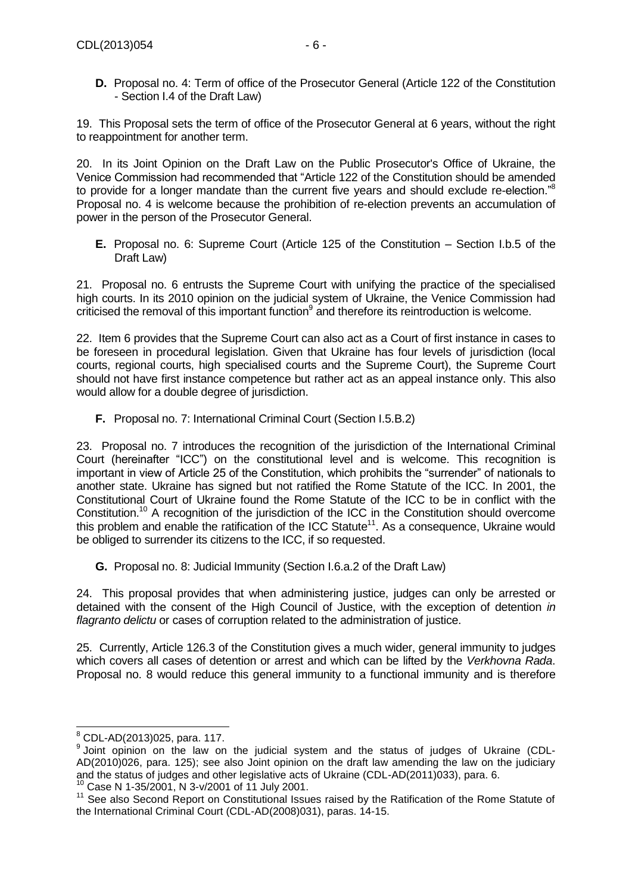**D.** Proposal no. 4: Term of office of the Prosecutor General (Article 122 of the Constitution - Section I.4 of the Draft Law)

19. This Proposal sets the term of office of the Prosecutor General at 6 years, without the right to reappointment for another term.

20. In its Joint Opinion on the Draft Law on the Public Prosecutor's Office of Ukraine, the Venice Commission had recommended that "Article 122 of the Constitution should be amended to provide for a longer mandate than the current five years and should exclude re-election."[8] Proposal no. 4 is welcome because the prohibition of re-election prevents an accumulation of power in the person of the Prosecutor General.

**E.** Proposal no. 6: Supreme Court (Article 125 of the Constitution – Section I.b.5 of the Draft Law)

21. Proposal no. 6 entrusts the Supreme Court with unifying the practice of the specialised high courts. In its 2010 opinion on the judicial system of Ukraine, the Venice Commission had criticised the removal of this important function[9] and therefore its reintroduction is welcome.

22. Item 6 provides that the Supreme Court can also act as a Court of first instance in cases to be foreseen in procedural legislation. Given that Ukraine has four levels of jurisdiction (local courts, regional courts, high specialised courts and the Supreme Court), the Supreme Court should not have first instance competence but rather act as an appeal instance only. This also would allow for a double degree of jurisdiction.

**F.** Proposal no. 7: International Criminal Court (Section I.5.B.2)

23. Proposal no. 7 introduces the recognition of the jurisdiction of the International Criminal Court (hereinafter "ICC") on the constitutional level and is welcome. This recognition is important in view of Article 25 of the Constitution, which prohibits the "surrender" of nationals to another state. Ukraine has signed but not ratified the Rome Statute of the ICC. In 2001, the Constitutional Court of Ukraine found the Rome Statute of the ICC to be in conflict with the Constitution.[10] A recognition of the jurisdiction of the ICC in the Constitution should overcome this problem and enable the ratification of the ICC Statute[11]. As a consequence, Ukraine would be obliged to surrender its citizens to the ICC, if so requested.

**G.** Proposal no. 8: Judicial Immunity (Section I.6.a.2 of the Draft Law)

24. This proposal provides that when administering justice, judges can only be arrested or detained with the consent of the High Council of Justice, with the exception of detention *in flagranto delictu* or cases of corruption related to the administration of justice.

25. Currently, Article 126.3 of the Constitution gives a much wider, general immunity to judges which covers all cases of detention or arrest and which can be lifted by the *Verkhovna Rada*. Proposal no. 8 would reduce this general immunity to a functional immunity and is therefore

---

[8] CDL-AD(2013)025, para. 117.

[9] Joint opinion on the law on the judicial system and the status of judges of Ukraine (CDL-AD(2010)026, para. 125); see also Joint opinion on the draft law amending the law on the judiciary and the status of judges and other legislative acts of Ukraine (CDL-AD(2011)033), para. 6.

[10] Case N 1-35/2001, N 3-v/2001 of 11 July 2001.

[11] See also Second Report on Constitutional Issues raised by the Ratification of the Rome Statute of the International Criminal Court (CDL-AD(2008)031), paras. 14-15.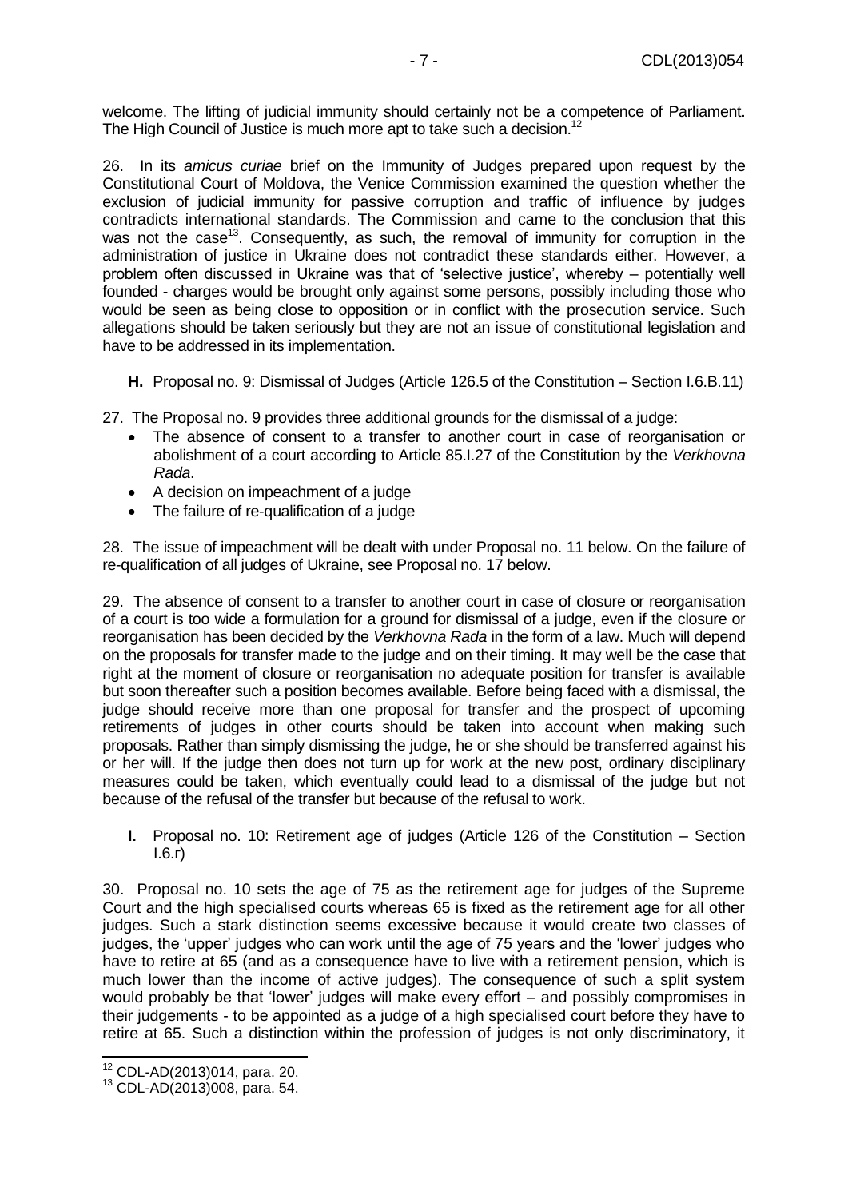welcome. The lifting of judicial immunity should certainly not be a competence of Parliament. The High Council of Justice is much more apt to take such a decision.[12]

26. In its *amicus curiae* brief on the Immunity of Judges prepared upon request by the Constitutional Court of Moldova, the Venice Commission examined the question whether the exclusion of judicial immunity for passive corruption and traffic of influence by judges contradicts international standards. The Commission and came to the conclusion that this was not the case[13]. Consequently, as such, the removal of immunity for corruption in the administration of justice in Ukraine does not contradict these standards either. However, a problem often discussed in Ukraine was that of 'selective justice', whereby – potentially well founded - charges would be brought only against some persons, possibly including those who would be seen as being close to opposition or in conflict with the prosecution service. Such allegations should be taken seriously but they are not an issue of constitutional legislation and have to be addressed in its implementation.

**H.** Proposal no. 9: Dismissal of Judges (Article 126.5 of the Constitution – Section I.6.B.11)

27. The Proposal no. 9 provides three additional grounds for the dismissal of a judge:

- The absence of consent to a transfer to another court in case of reorganisation or abolishment of a court according to Article 85.I.27 of the Constitution by the *Verkhovna Rada*.
- A decision on impeachment of a judge
- The failure of re-qualification of a judge

28. The issue of impeachment will be dealt with under Proposal no. 11 below. On the failure of re-qualification of all judges of Ukraine, see Proposal no. 17 below.

29. The absence of consent to a transfer to another court in case of closure or reorganisation of a court is too wide a formulation for a ground for dismissal of a judge, even if the closure or reorganisation has been decided by the *Verkhovna Rada* in the form of a law. Much will depend on the proposals for transfer made to the judge and on their timing. It may well be the case that right at the moment of closure or reorganisation no adequate position for transfer is available but soon thereafter such a position becomes available. Before being faced with a dismissal, the judge should receive more than one proposal for transfer and the prospect of upcoming retirements of judges in other courts should be taken into account when making such proposals. Rather than simply dismissing the judge, he or she should be transferred against his or her will. If the judge then does not turn up for work at the new post, ordinary disciplinary measures could be taken, which eventually could lead to a dismissal of the judge but not because of the refusal of the transfer but because of the refusal to work.

**I.** Proposal no. 10: Retirement age of judges (Article 126 of the Constitution – Section I.6.r)

30. Proposal no. 10 sets the age of 75 as the retirement age for judges of the Supreme Court and the high specialised courts whereas 65 is fixed as the retirement age for all other judges. Such a stark distinction seems excessive because it would create two classes of judges, the 'upper' judges who can work until the age of 75 years and the 'lower' judges who have to retire at 65 (and as a consequence have to live with a retirement pension, which is much lower than the income of active judges). The consequence of such a split system would probably be that 'lower' judges will make every effort – and possibly compromises in their judgements - to be appointed as a judge of a high specialised court before they have to retire at 65. Such a distinction within the profession of judges is not only discriminatory, it

---

[12] CDL-AD(2013)014, para. 20.

[13] CDL-AD(2013)008, para. 54.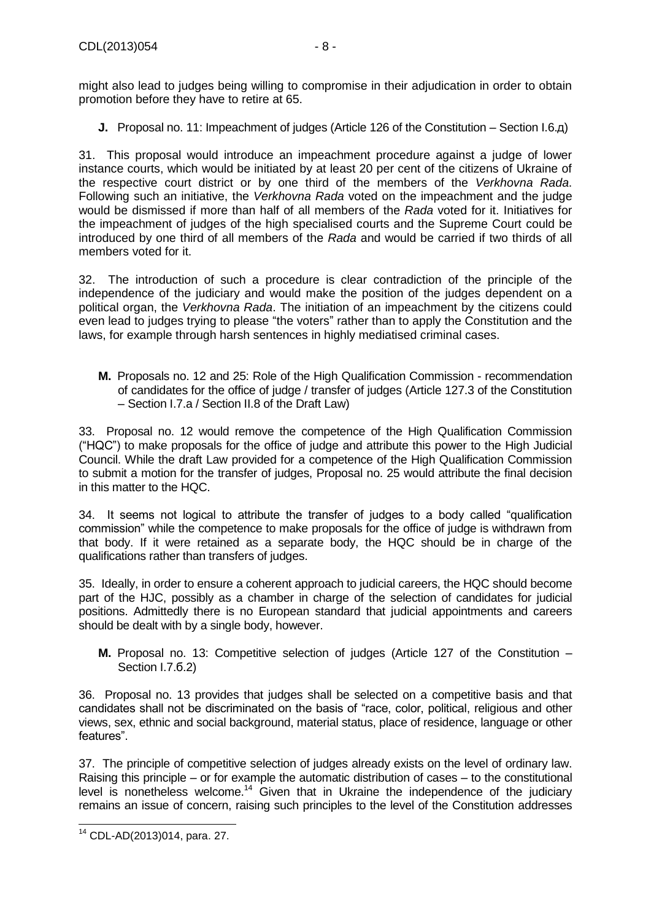might also lead to judges being willing to compromise in their adjudication in order to obtain promotion before they have to retire at 65.

**J.** Proposal no. 11: Impeachment of judges (Article 126 of the Constitution – Section I.6.д)

31. This proposal would introduce an impeachment procedure against a judge of lower instance courts, which would be initiated by at least 20 per cent of the citizens of Ukraine of the respective court district or by one third of the members of the *Verkhovna Rada*. Following such an initiative, the *Verkhovna Rada* voted on the impeachment and the judge would be dismissed if more than half of all members of the *Rada* voted for it. Initiatives for the impeachment of judges of the high specialised courts and the Supreme Court could be introduced by one third of all members of the *Rada* and would be carried if two thirds of all members voted for it.

32. The introduction of such a procedure is clear contradiction of the principle of the independence of the judiciary and would make the position of the judges dependent on a political organ, the *Verkhovna Rada*. The initiation of an impeachment by the citizens could even lead to judges trying to please "the voters" rather than to apply the Constitution and the laws, for example through harsh sentences in highly mediatised criminal cases.

**M.** Proposals no. 12 and 25: Role of the High Qualification Commission - recommendation of candidates for the office of judge / transfer of judges (Article 127.3 of the Constitution – Section I.7.a / Section II.8 of the Draft Law)

33. Proposal no. 12 would remove the competence of the High Qualification Commission ("HQC") to make proposals for the office of judge and attribute this power to the High Judicial Council. While the draft Law provided for a competence of the High Qualification Commission to submit a motion for the transfer of judges, Proposal no. 25 would attribute the final decision in this matter to the HQC.

34. It seems not logical to attribute the transfer of judges to a body called "qualification commission" while the competence to make proposals for the office of judge is withdrawn from that body. If it were retained as a separate body, the HQC should be in charge of the qualifications rather than transfers of judges.

35. Ideally, in order to ensure a coherent approach to judicial careers, the HQC should become part of the HJC, possibly as a chamber in charge of the selection of candidates for judicial positions. Admittedly there is no European standard that judicial appointments and careers should be dealt with by a single body, however.

**M.** Proposal no. 13: Competitive selection of judges (Article 127 of the Constitution – Section I.7.6.2)

36. Proposal no. 13 provides that judges shall be selected on a competitive basis and that candidates shall not be discriminated on the basis of "race, color, political, religious and other views, sex, ethnic and social background, material status, place of residence, language or other features".

37. The principle of competitive selection of judges already exists on the level of ordinary law. Raising this principle – or for example the automatic distribution of cases – to the constitutional level is nonetheless welcome.[14] Given that in Ukraine the independence of the judiciary remains an issue of concern, raising such principles to the level of the Constitution addresses

[14] CDL-AD(2013)014, para. 27.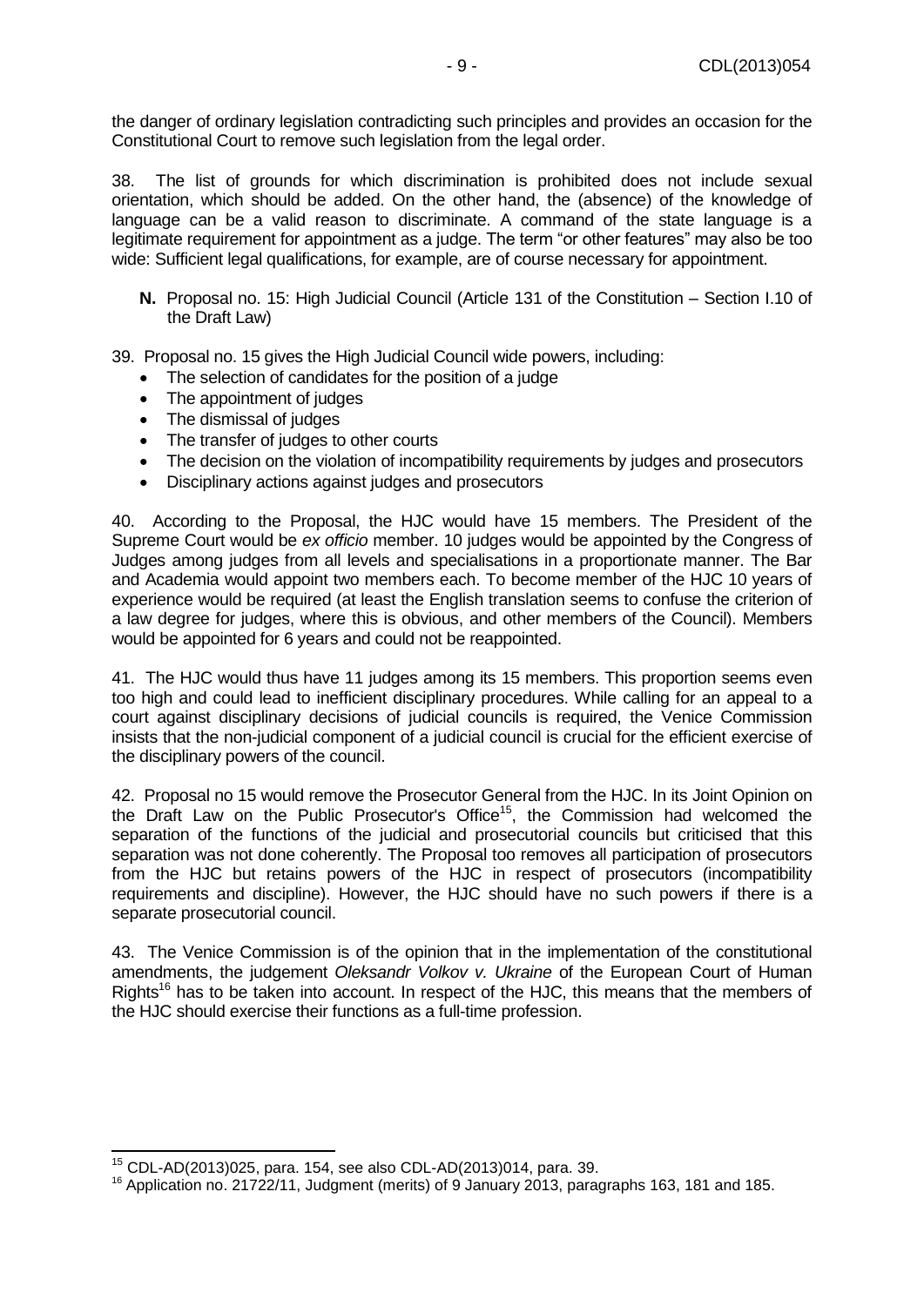the danger of ordinary legislation contradicting such principles and provides an occasion for the Constitutional Court to remove such legislation from the legal order.

38. The list of grounds for which discrimination is prohibited does not include sexual orientation, which should be added. On the other hand, the (absence) of the knowledge of language can be a valid reason to discriminate. A command of the state language is a legitimate requirement for appointment as a judge. The term "or other features" may also be too wide: Sufficient legal qualifications, for example, are of course necessary for appointment.

**N.** Proposal no. 15: High Judicial Council (Article 131 of the Constitution – Section I.10 of the Draft Law)

39. Proposal no. 15 gives the High Judicial Council wide powers, including:

- The selection of candidates for the position of a judge
- The appointment of judges
- The dismissal of judges
- The transfer of judges to other courts
- The decision on the violation of incompatibility requirements by judges and prosecutors
- Disciplinary actions against judges and prosecutors

40. According to the Proposal, the HJC would have 15 members. The President of the Supreme Court would be *ex officio* member. 10 judges would be appointed by the Congress of Judges among judges from all levels and specialisations in a proportionate manner. The Bar and Academia would appoint two members each. To become member of the HJC 10 years of experience would be required (at least the English translation seems to confuse the criterion of a law degree for judges, where this is obvious, and other members of the Council). Members would be appointed for 6 years and could not be reappointed.

41. The HJC would thus have 11 judges among its 15 members. This proportion seems even too high and could lead to inefficient disciplinary procedures. While calling for an appeal to a court against disciplinary decisions of judicial councils is required, the Venice Commission insists that the non-judicial component of a judicial council is crucial for the efficient exercise of the disciplinary powers of the council.

42. Proposal no 15 would remove the Prosecutor General from the HJC. In its Joint Opinion on the Draft Law on the Public Prosecutor's Office[15], the Commission had welcomed the separation of the functions of the judicial and prosecutorial councils but criticised that this separation was not done coherently. The Proposal too removes all participation of prosecutors from the HJC but retains powers of the HJC in respect of prosecutors (incompatibility requirements and discipline). However, the HJC should have no such powers if there is a separate prosecutorial council.

43. The Venice Commission is of the opinion that in the implementation of the constitutional amendments, the judgement *Oleksandr Volkov v. Ukraine* of the European Court of Human Rights[16] has to be taken into account. In respect of the HJC, this means that the members of the HJC should exercise their functions as a full-time profession.

---

[15] CDL-AD(2013)025, para. 154, see also CDL-AD(2013)014, para. 39.

[16] Application no. 21722/11, Judgment (merits) of 9 January 2013, paragraphs 163, 181 and 185.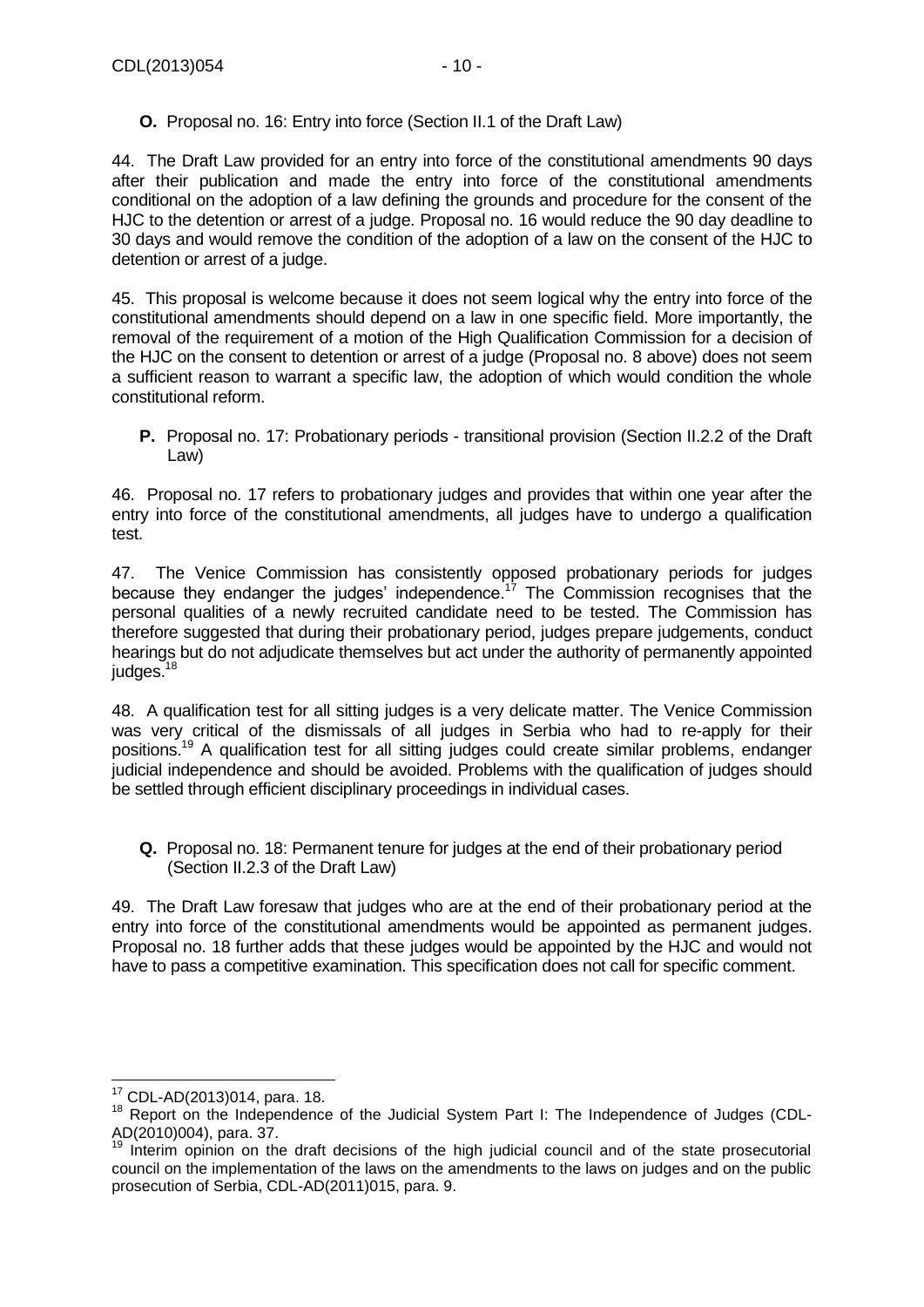**O.** Proposal no. 16: Entry into force (Section II.1 of the Draft Law)

44. The Draft Law provided for an entry into force of the constitutional amendments 90 days after their publication and made the entry into force of the constitutional amendments conditional on the adoption of a law defining the grounds and procedure for the consent of the HJC to the detention or arrest of a judge. Proposal no. 16 would reduce the 90 day deadline to 30 days and would remove the condition of the adoption of a law on the consent of the HJC to detention or arrest of a judge.

45. This proposal is welcome because it does not seem logical why the entry into force of the constitutional amendments should depend on a law in one specific field. More importantly, the removal of the requirement of a motion of the High Qualification Commission for a decision of the HJC on the consent to detention or arrest of a judge (Proposal no. 8 above) does not seem a sufficient reason to warrant a specific law, the adoption of which would condition the whole constitutional reform.

**P.** Proposal no. 17: Probationary periods - transitional provision (Section II.2.2 of the Draft Law)

46. Proposal no. 17 refers to probationary judges and provides that within one year after the entry into force of the constitutional amendments, all judges have to undergo a qualification test.

47. The Venice Commission has consistently opposed probationary periods for judges because they endanger the judges' independence.[17] The Commission recognises that the personal qualities of a newly recruited candidate need to be tested. The Commission has therefore suggested that during their probationary period, judges prepare judgements, conduct hearings but do not adjudicate themselves but act under the authority of permanently appointed judges.[18]

48. A qualification test for all sitting judges is a very delicate matter. The Venice Commission was very critical of the dismissals of all judges in Serbia who had to re-apply for their positions.[19] A qualification test for all sitting judges could create similar problems, endanger judicial independence and should be avoided. Problems with the qualification of judges should be settled through efficient disciplinary proceedings in individual cases.

**Q.** Proposal no. 18: Permanent tenure for judges at the end of their probationary period (Section II.2.3 of the Draft Law)

49. The Draft Law foresaw that judges who are at the end of their probationary period at the entry into force of the constitutional amendments would be appointed as permanent judges. Proposal no. 18 further adds that these judges would be appointed by the HJC and would not have to pass a competitive examination. This specification does not call for specific comment.

---

[17] CDL-AD(2013)014, para. 18.

[18] Report on the Independence of the Judicial System Part I: The Independence of Judges (CDL-AD(2010)004), para. 37.

[19] Interim opinion on the draft decisions of the high judicial council and of the state prosecutorial council on the implementation of the laws on the amendments to the laws on judges and on the public prosecution of Serbia, CDL-AD(2011)015, para. 9.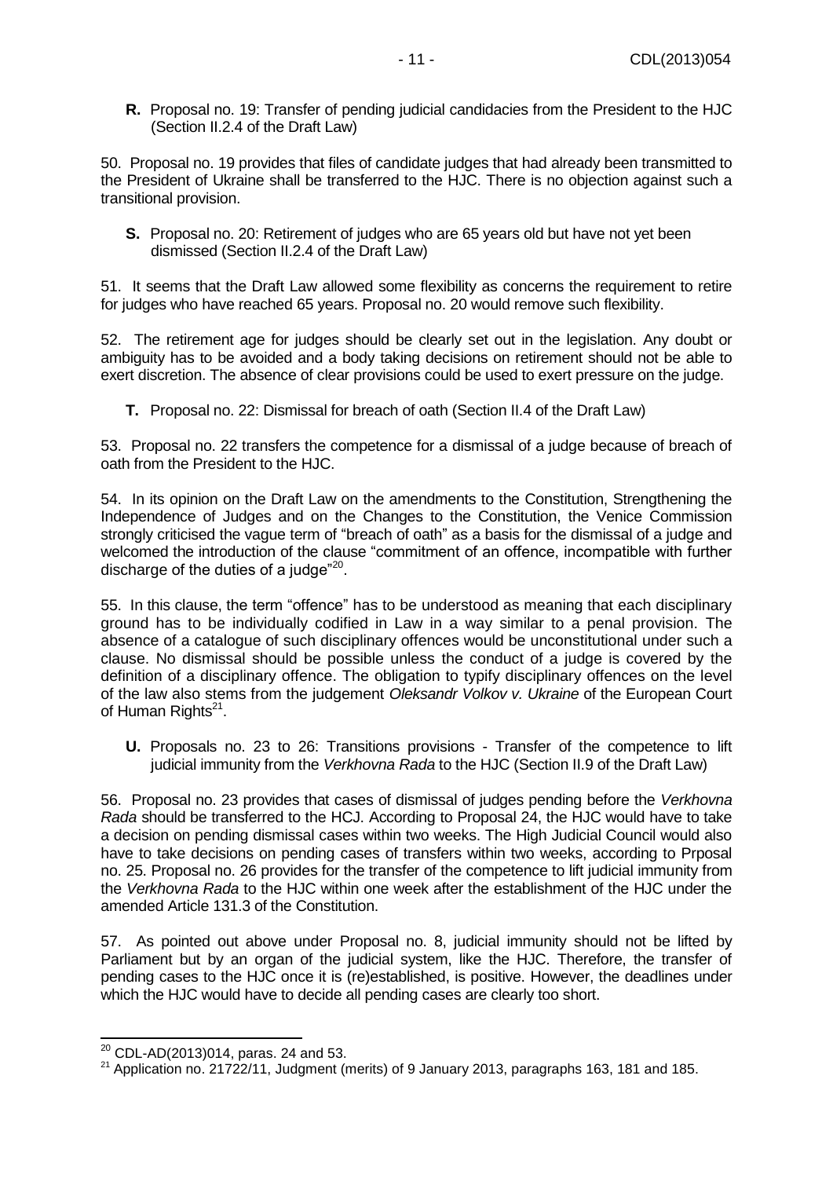**R.** Proposal no. 19: Transfer of pending judicial candidacies from the President to the HJC (Section II.2.4 of the Draft Law)

50. Proposal no. 19 provides that files of candidate judges that had already been transmitted to the President of Ukraine shall be transferred to the HJC. There is no objection against such a transitional provision.

**S.** Proposal no. 20: Retirement of judges who are 65 years old but have not yet been dismissed (Section II.2.4 of the Draft Law)

51. It seems that the Draft Law allowed some flexibility as concerns the requirement to retire for judges who have reached 65 years. Proposal no. 20 would remove such flexibility.

52. The retirement age for judges should be clearly set out in the legislation. Any doubt or ambiguity has to be avoided and a body taking decisions on retirement should not be able to exert discretion. The absence of clear provisions could be used to exert pressure on the judge.

**T.** Proposal no. 22: Dismissal for breach of oath (Section II.4 of the Draft Law)

53. Proposal no. 22 transfers the competence for a dismissal of a judge because of breach of oath from the President to the HJC.

54. In its opinion on the Draft Law on the amendments to the Constitution, Strengthening the Independence of Judges and on the Changes to the Constitution, the Venice Commission strongly criticised the vague term of "breach of oath" as a basis for the dismissal of a judge and welcomed the introduction of the clause "commitment of an offence, incompatible with further discharge of the duties of a judge"[20].

55. In this clause, the term "offence" has to be understood as meaning that each disciplinary ground has to be individually codified in Law in a way similar to a penal provision. The absence of a catalogue of such disciplinary offences would be unconstitutional under such a clause. No dismissal should be possible unless the conduct of a judge is covered by the definition of a disciplinary offence. The obligation to typify disciplinary offences on the level of the law also stems from the judgement *Oleksandr Volkov v. Ukraine* of the European Court of Human Rights[21].

**U.** Proposals no. 23 to 26: Transitions provisions - Transfer of the competence to lift judicial immunity from the *Verkhovna Rada* to the HJC (Section II.9 of the Draft Law)

56. Proposal no. 23 provides that cases of dismissal of judges pending before the *Verkhovna Rada* should be transferred to the HCJ. According to Proposal 24, the HJC would have to take a decision on pending dismissal cases within two weeks. The High Judicial Council would also have to take decisions on pending cases of transfers within two weeks, according to Prposal no. 25. Proposal no. 26 provides for the transfer of the competence to lift judicial immunity from the *Verkhovna Rada* to the HJC within one week after the establishment of the HJC under the amended Article 131.3 of the Constitution.

57. As pointed out above under Proposal no. 8, judicial immunity should not be lifted by Parliament but by an organ of the judicial system, like the HJC. Therefore, the transfer of pending cases to the HJC once it is (re)established, is positive. However, the deadlines under which the HJC would have to decide all pending cases are clearly too short.

---

[20] CDL-AD(2013)014, paras. 24 and 53.

[21] Application no. 21722/11, Judgment (merits) of 9 January 2013, paragraphs 163, 181 and 185.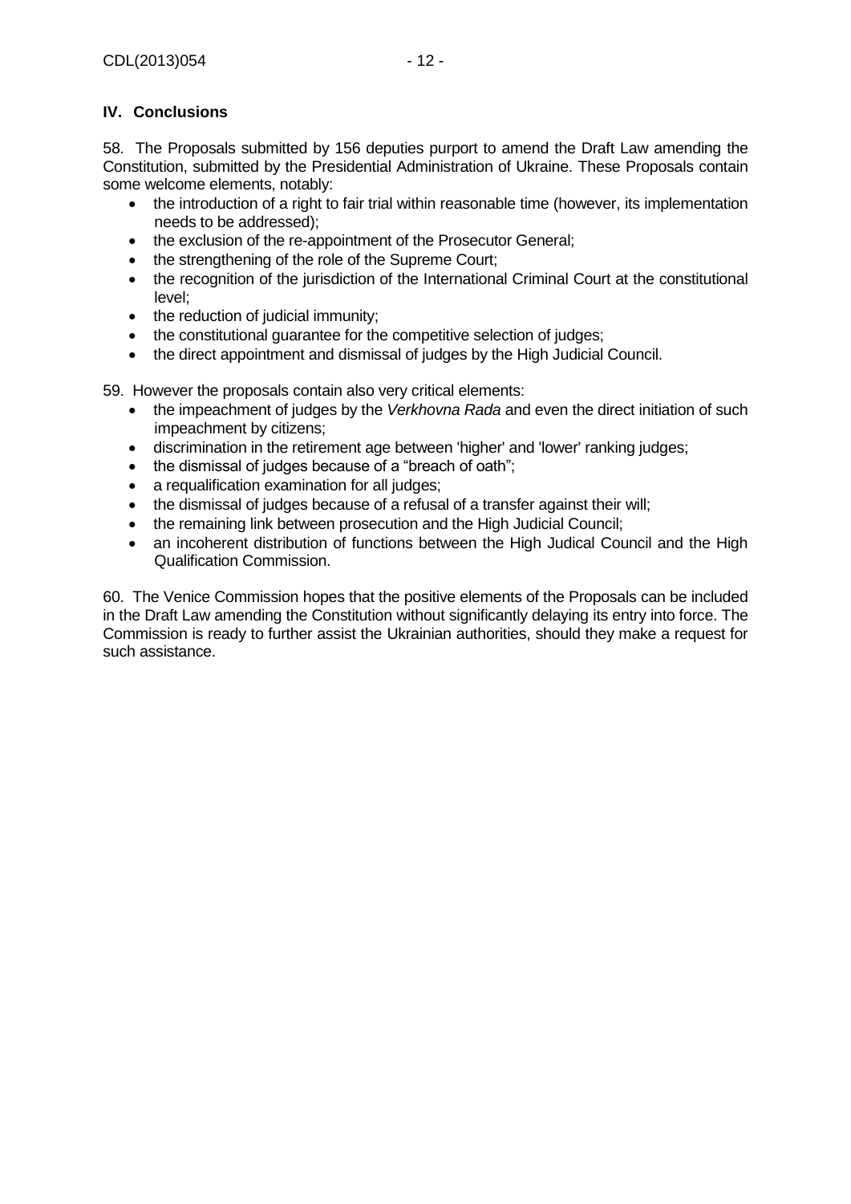## IV. Conclusions

58. The Proposals submitted by 156 deputies purport to amend the Draft Law amending the Constitution, submitted by the Presidential Administration of Ukraine. These Proposals contain some welcome elements, notably:

- the introduction of a right to fair trial within reasonable time (however, its implementation needs to be addressed);
- the exclusion of the re-appointment of the Prosecutor General;
- the strengthening of the role of the Supreme Court;
- the recognition of the jurisdiction of the International Criminal Court at the constitutional level;
- the reduction of judicial immunity;
- the constitutional guarantee for the competitive selection of judges;
- the direct appointment and dismissal of judges by the High Judicial Council.

59. However the proposals contain also very critical elements:

- the impeachment of judges by the *Verkhovna Rada* and even the direct initiation of such impeachment by citizens;
- discrimination in the retirement age between 'higher' and 'lower' ranking judges;
- the dismissal of judges because of a "breach of oath";
- a requalification examination for all judges;
- the dismissal of judges because of a refusal of a transfer against their will;
- the remaining link between prosecution and the High Judicial Council;
- an incoherent distribution of functions between the High Judical Council and the High Qualification Commission.

60. The Venice Commission hopes that the positive elements of the Proposals can be included in the Draft Law amending the Constitution without significantly delaying its entry into force. The Commission is ready to further assist the Ukrainian authorities, should they make a request for such assistance.